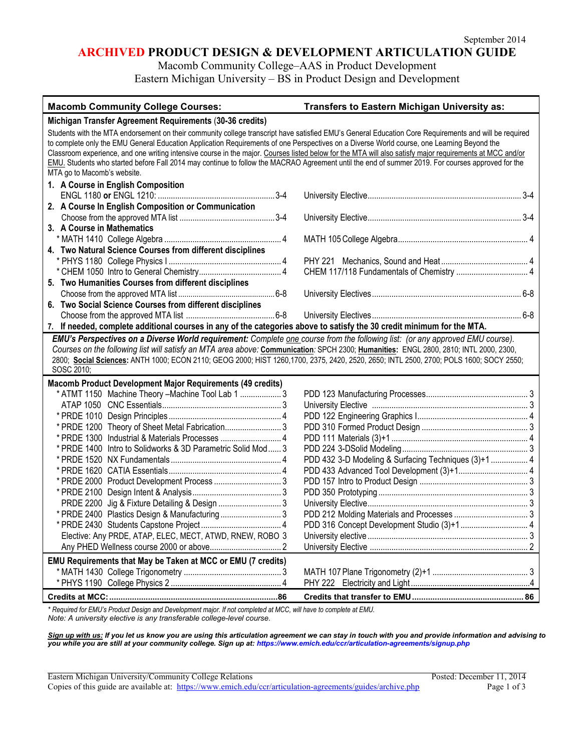September 2014

# ARCHIVED PRODUCT DESIGN & DEVELOPMENT ARTICULATION GUIDE

Macomb Community College–AAS in Product Development
Eastern Michigan University – BS in Product Design and Development

| Macomb Community College Courses: | Transfers to Eastern Michigan University as: |
|---|---|
| **Michigan Transfer Agreement Requirements (30-36 credits)** | |
| Students with the MTA endorsement on their community college transcript have satisfied EMU's General Education Core Requirements and will be required to complete only the EMU General Education Application Requirements of one Perspectives on a Diverse World course, one Learning Beyond the Classroom experience, and one writing intensive course in the major. Courses listed below for the MTA will also satisfy major requirements at MCC and/or EMU. Students who started before Fall 2014 may continue to follow the MACRAO Agreement until the end of summer 2019. For courses approved for the MTA go to Macomb's website. | |
| **1. A Course in English Composition** | |
| ENGL 1180 **or** ENGL 1210: ... 3-4 | University Elective ... 3-4 |
| **2. A Course In English Composition or Communication** | |
| Choose from the approved MTA list ... 3-4 | University Elective ... 3-4 |
| **3. A Course in Mathematics** | |
| * MATH 1410 College Algebra ... 4 | MATH 105 College Algebra ... 4 |
| **4. Two Natural Science Courses from different disciplines** | |
| * PHYS 1180 College Physics I ... 4 | PHY 221 Mechanics, Sound and Heat ... 4 |
| * CHEM 1050 Intro to General Chemistry ... 4 | CHEM 117/118 Fundamentals of Chemistry ... 4 |
| **5. Two Humanities Courses from different disciplines** | |
| Choose from the approved MTA list ... 6-8 | University Electives ... 6-8 |
| **6. Two Social Science Courses from different disciplines** | |
| Choose from the approved MTA list ... 6-8 | University Electives ... 6-8 |
| **7. If needed, complete additional courses in any of the categories above to satisfy the 30 credit minimum for the MTA.** | |
| ***EMU's Perspectives on a Diverse World requirement:*** *Complete one course from the following list: (or any approved EMU course). Courses on the following list will satisfy an MTA area above:* **Communication**: SPCH 2300; **Humanities:** ENGL 2800, 2810; INTL 2000, 2300, 2800; **Social Sciences:** ANTH 1000; ECON 2110; GEOG 2000; HIST 1260,1700, 2375, 2420, 2520, 2650, 2700; INTL 2500, 2700; POLS 1600; SOCY 2550; SOSC 2010; | |
| **Macomb Product Development Major Requirements (49 credits)** | |
| * ATMT 1150 Machine Theory –Machine Tool Lab 1 ... 3 | PDD 123 Manufacturing Processes ... 3 |
| ATAP 1050 CNC Essentials ... 3 | University Elective ... 3 |
| * PRDE 1010 Design Principles ... 4 | PDD 122 Engineering Graphics I ... 4 |
| * PRDE 1200 Theory of Sheet Metal Fabrication ... 3 | PDD 310 Formed Product Design ... 3 |
| * PRDE 1300 Industrial & Materials Processes ... 4 | PDD 111 Materials (3)+1 ... 4 |
| * PRDE 1400 Intro to Solidworks & 3D Parametric Solid Mod ... 3 | PDD 224 3-DSolid Modeling ... 3 |
| * PRDE 1520 NX Fundamentals ... 4 | PDD 432 3-D Modeling & Surfacing Techniques (3)+1 ... 4 |
| * PRDE 1620 CATIA Essentials ... 4 | PDD 433 Advanced Tool Development (3)+1 ... 4 |
| * PRDE 2000 Product Development Process ... 3 | PDD 157 Intro to Product Design ... 3 |
| * PRDE 2100 Design Intent & Analysis ... 3 | PDD 350 Prototyping ... 3 |
| PRDE 2200 Jig & Fixture Detailing & Design ... 3 | University Elective ... 3 |
| * PRDE 2400 Plastics Design & Manufacturing ... 3 | PDD 212 Molding Materials and Processes ... 3 |
| * PRDE 2430 Students Capstone Project ... 4 | PDD 316 Concept Development Studio (3)+1 ... 4 |
| Elective: Any PRDE, ATAP, ELEC, MECT, ATWD, RNEW, ROBO 3 | University elective ... 3 |
| Any PHED Wellness course 2000 or above ... 2 | University Elective ... 2 |
| **EMU Requirements that May be Taken at MCC or EMU (7 credits)** | |
| * MATH 1430 College Trigonometry ... 3 | MATH 107 Plane Trigonometry (2)+1 ... 3 |
| * PHYS 1190 College Physics 2 ... 4 | PHY 222 Electricity and Light ... 4 |
| **Credits at MCC: ... 86** | **Credits that transfer to EMU ... 86** |

*\* Required for EMU's Product Design and Development major. If not completed at MCC, will have to complete at EMU.*
*Note: A university elective is any transferable college-level course.*

***Sign up with us:** If you let us know you are using this articulation agreement we can stay in touch with you and provide information and advising to you while you are still at your community college. Sign up at:* ***https://www.emich.edu/ccr/articulation-agreements/signup.php***

Eastern Michigan University/Community College Relations — Posted: December 11, 2014
Copies of this guide are available at: https://www.emich.edu/ccr/articulation-agreements/guides/archive.php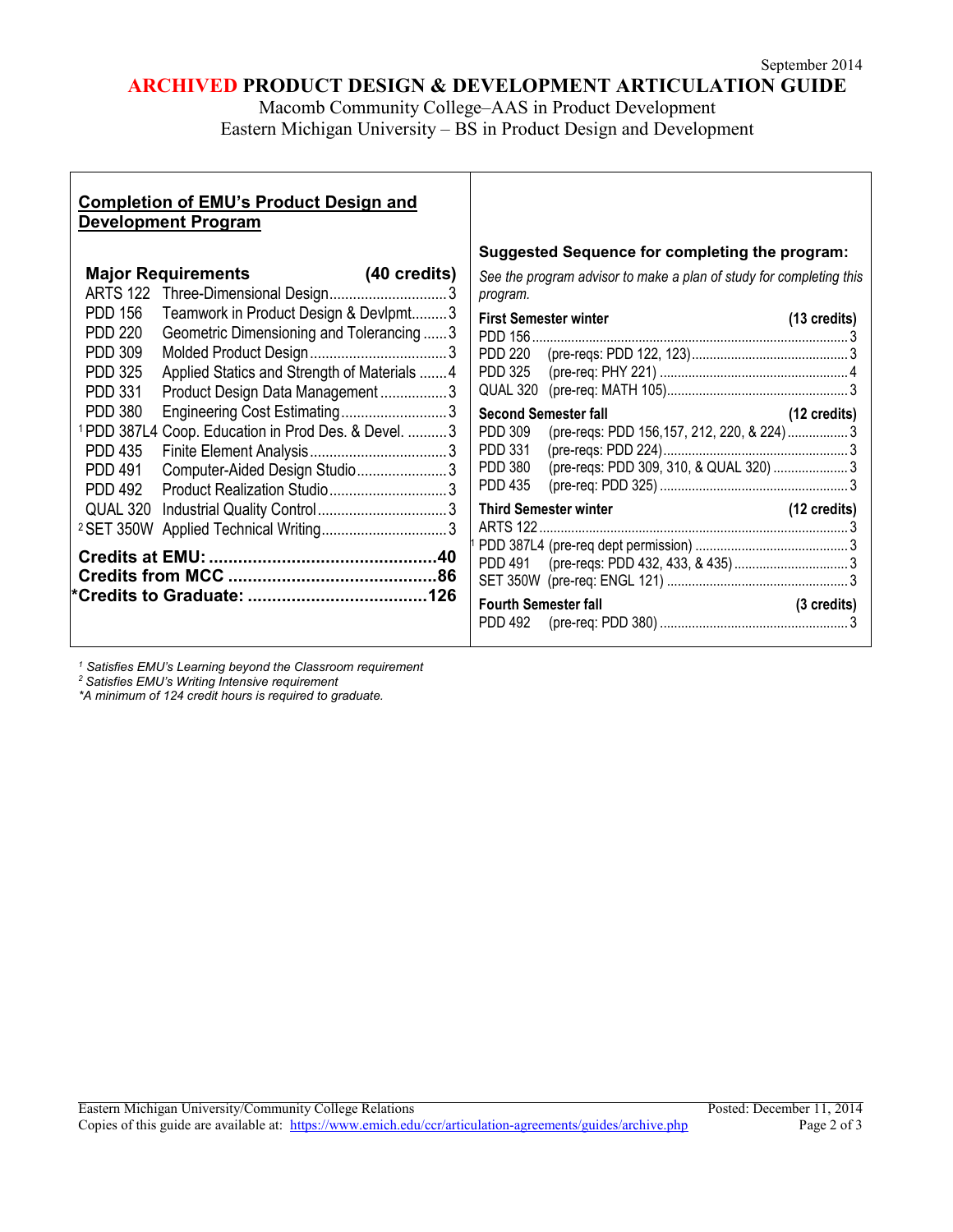September 2014

# ARCHIVED PRODUCT DESIGN & DEVELOPMENT ARTICULATION GUIDE

Macomb Community College–AAS in Product Development
Eastern Michigan University – BS in Product Design and Development

## Completion of EMU's Product Design and Development Program

### Major Requirements (40 credits)

| Course | Title | Credits |
|---|---|---|
| ARTS 122 | Three-Dimensional Design | 3 |
| PDD 156 | Teamwork in Product Design & Devlpmt | 3 |
| PDD 220 | Geometric Dimensioning and Tolerancing | 3 |
| PDD 309 | Molded Product Design | 3 |
| PDD 325 | Applied Statics and Strength of Materials | 4 |
| PDD 331 | Product Design Data Management | 3 |
| PDD 380 | Engineering Cost Estimating | 3 |
| [1] PDD 387L4 | Coop. Education in Prod Des. & Devel. | 3 |
| PDD 435 | Finite Element Analysis | 3 |
| PDD 491 | Computer-Aided Design Studio | 3 |
| PDD 492 | Product Realization Studio | 3 |
| QUAL 320 | Industrial Quality Control | 3 |
| [2] SET 350W | Applied Technical Writing | 3 |

**Credits at EMU: ............................................. 40**
**Credits from MCC ......................................... 86**
**\*Credits to Graduate: ................................... 126**

### Suggested Sequence for completing the program:

*See the program advisor to make a plan of study for completing this program.*

**First Semester winter (13 credits)**

| Course | Pre-requisites | Credits |
|---|---|---|
| PDD 156 | | 3 |
| PDD 220 | (pre-reqs: PDD 122, 123) | 3 |
| PDD 325 | (pre-req: PHY 221) | 4 |
| QUAL 320 | (pre-req: MATH 105) | 3 |

**Second Semester fall (12 credits)**

| Course | Pre-requisites | Credits |
|---|---|---|
| PDD 309 | (pre-reqs: PDD 156,157, 212, 220, & 224) | 3 |
| PDD 331 | (pre-reqs: PDD 224) | 3 |
| PDD 380 | (pre-reqs: PDD 309, 310, & QUAL 320) | 3 |
| PDD 435 | (pre-req: PDD 325) | 3 |

**Third Semester winter (12 credits)**

| Course | Pre-requisites | Credits |
|---|---|---|
| ARTS 122 | | 3 |
| [1] PDD 387L4 | (pre-req dept permission) | 3 |
| PDD 491 | (pre-reqs: PDD 432, 433, & 435) | 3 |
| SET 350W | (pre-req: ENGL 121) | 3 |

**Fourth Semester fall (3 credits)**

| Course | Pre-requisites | Credits |
|---|---|---|
| PDD 492 | (pre-req: PDD 380) | 3 |

[1] *Satisfies EMU's Learning beyond the Classroom requirement*
[2] *Satisfies EMU's Writing Intensive requirement*
*\*A minimum of 124 credit hours is required to graduate.*

Eastern Michigan University/Community College Relations — Posted: December 11, 2014
Copies of this guide are available at: https://www.emich.edu/ccr/articulation-agreements/guides/archive.php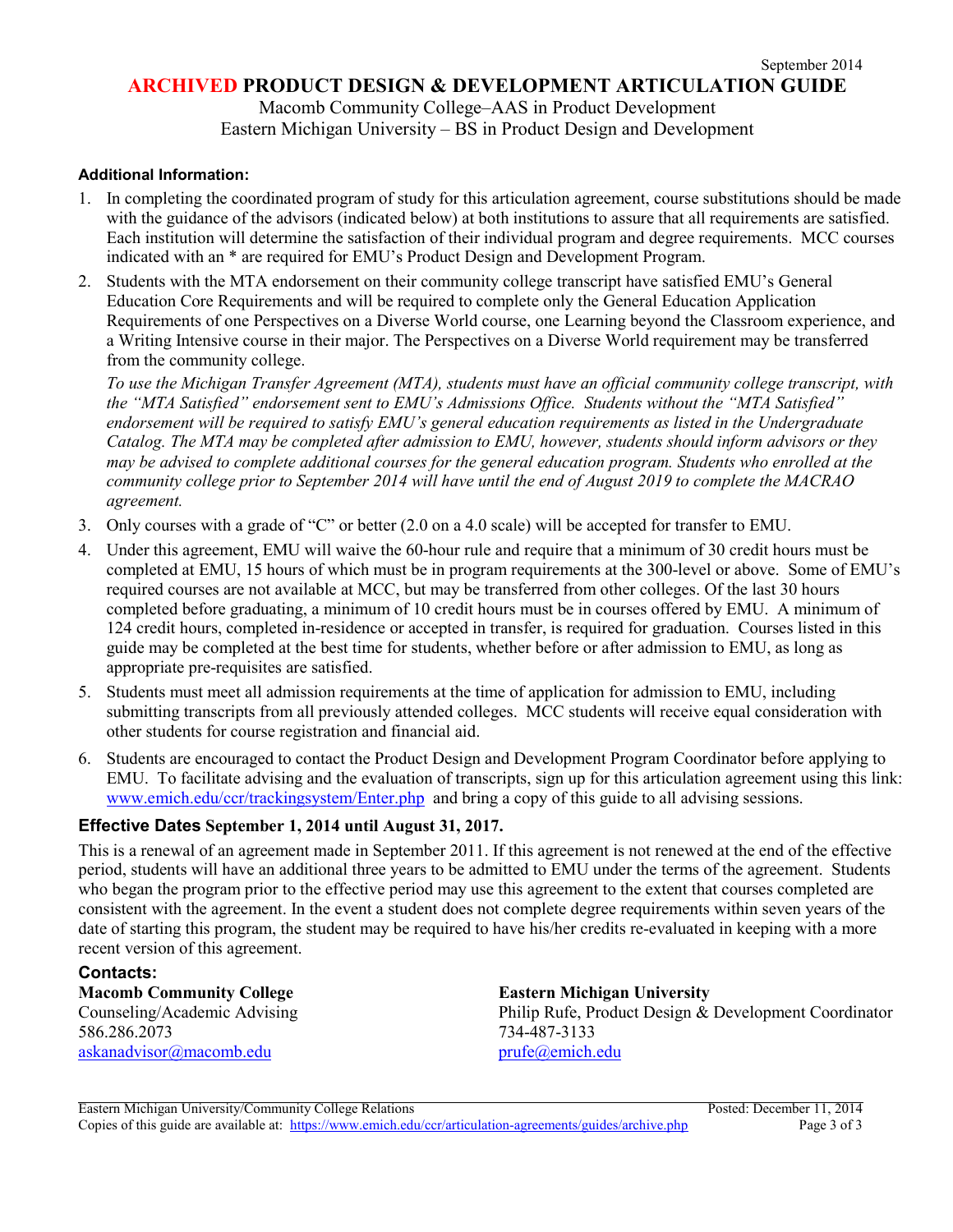September 2014

# ARCHIVED PRODUCT DESIGN & DEVELOPMENT ARTICULATION GUIDE

Macomb Community College–AAS in Product Development
Eastern Michigan University – BS in Product Design and Development

**Additional Information:**

1. In completing the coordinated program of study for this articulation agreement, course substitutions should be made with the guidance of the advisors (indicated below) at both institutions to assure that all requirements are satisfied. Each institution will determine the satisfaction of their individual program and degree requirements. MCC courses indicated with an * are required for EMU's Product Design and Development Program.
2. Students with the MTA endorsement on their community college transcript have satisfied EMU's General Education Core Requirements and will be required to complete only the General Education Application Requirements of one Perspectives on a Diverse World course, one Learning beyond the Classroom experience, and a Writing Intensive course in their major. The Perspectives on a Diverse World requirement may be transferred from the community college.

   *To use the Michigan Transfer Agreement (MTA), students must have an official community college transcript, with the "MTA Satisfied" endorsement sent to EMU's Admissions Office. Students without the "MTA Satisfied" endorsement will be required to satisfy EMU's general education requirements as listed in the Undergraduate Catalog. The MTA may be completed after admission to EMU, however, students should inform advisors or they may be advised to complete additional courses for the general education program. Students who enrolled at the community college prior to September 2014 will have until the end of August 2019 to complete the MACRAO agreement.*
3. Only courses with a grade of "C" or better (2.0 on a 4.0 scale) will be accepted for transfer to EMU.
4. Under this agreement, EMU will waive the 60-hour rule and require that a minimum of 30 credit hours must be completed at EMU, 15 hours of which must be in program requirements at the 300-level or above. Some of EMU's required courses are not available at MCC, but may be transferred from other colleges. Of the last 30 hours completed before graduating, a minimum of 10 credit hours must be in courses offered by EMU. A minimum of 124 credit hours, completed in-residence or accepted in transfer, is required for graduation. Courses listed in this guide may be completed at the best time for students, whether before or after admission to EMU, as long as appropriate pre-requisites are satisfied.
5. Students must meet all admission requirements at the time of application for admission to EMU, including submitting transcripts from all previously attended colleges. MCC students will receive equal consideration with other students for course registration and financial aid.
6. Students are encouraged to contact the Product Design and Development Program Coordinator before applying to EMU. To facilitate advising and the evaluation of transcripts, sign up for this articulation agreement using this link: www.emich.edu/ccr/trackingsystem/Enter.php and bring a copy of this guide to all advising sessions.

### Effective Dates September 1, 2014 until August 31, 2017.

This is a renewal of an agreement made in September 2011. If this agreement is not renewed at the end of the effective period, students will have an additional three years to be admitted to EMU under the terms of the agreement. Students who began the program prior to the effective period may use this agreement to the extent that courses completed are consistent with the agreement. In the event a student does not complete degree requirements within seven years of the date of starting this program, the student may be required to have his/her credits re-evaluated in keeping with a more recent version of this agreement.

### Contacts:

**Macomb Community College**
Counseling/Academic Advising
586.286.2073
askanadvisor@macomb.edu

**Eastern Michigan University**
Philip Rufe, Product Design & Development Coordinator
734-487-3133
prufe@emich.edu

Eastern Michigan University/Community College Relations
Posted: December 11, 2014
Copies of this guide are available at: https://www.emich.edu/ccr/articulation-agreements/guides/archive.php